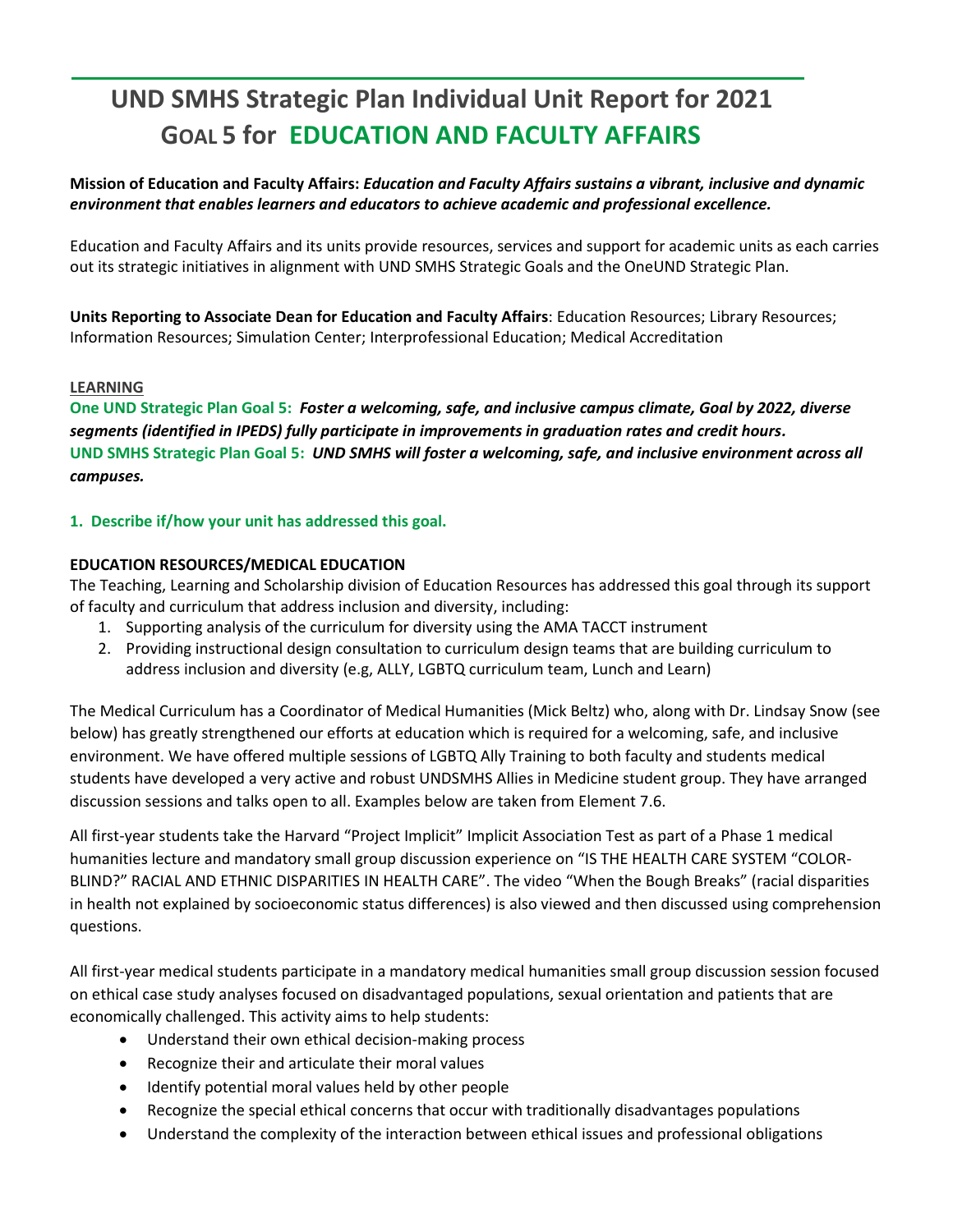# UND SMHS Strategic Plan Individual Unit Report for 2021
# GOAL 5 for EDUCATION AND FACULTY AFFAIRS

**Mission of Education and Faculty Affairs:** ***Education and Faculty Affairs sustains a vibrant, inclusive and dynamic environment that enables learners and educators to achieve academic and professional excellence.***

Education and Faculty Affairs and its units provide resources, services and support for academic units as each carries out its strategic initiatives in alignment with UND SMHS Strategic Goals and the OneUND Strategic Plan.

**Units Reporting to Associate Dean for Education and Faculty Affairs**: Education Resources; Library Resources; Information Resources; Simulation Center; Interprofessional Education; Medical Accreditation

**LEARNING**

**One UND Strategic Plan Goal 5:** ***Foster a welcoming, safe, and inclusive campus climate, Goal by 2022, diverse segments (identified in IPEDS) fully participate in improvements in graduation rates and credit hours.***
**UND SMHS Strategic Plan Goal 5:** ***UND SMHS will foster a welcoming, safe, and inclusive environment across all campuses.***

**1. Describe if/how your unit has addressed this goal.**

**EDUCATION RESOURCES/MEDICAL EDUCATION**

The Teaching, Learning and Scholarship division of Education Resources has addressed this goal through its support of faculty and curriculum that address inclusion and diversity, including:

1. Supporting analysis of the curriculum for diversity using the AMA TACCT instrument
2. Providing instructional design consultation to curriculum design teams that are building curriculum to address inclusion and diversity (e.g, ALLY, LGBTQ curriculum team, Lunch and Learn)

The Medical Curriculum has a Coordinator of Medical Humanities (Mick Beltz) who, along with Dr. Lindsay Snow (see below) has greatly strengthened our efforts at education which is required for a welcoming, safe, and inclusive environment. We have offered multiple sessions of LGBTQ Ally Training to both faculty and students medical students have developed a very active and robust UNDSMHS Allies in Medicine student group. They have arranged discussion sessions and talks open to all. Examples below are taken from Element 7.6.

All first-year students take the Harvard "Project Implicit" Implicit Association Test as part of a Phase 1 medical humanities lecture and mandatory small group discussion experience on "IS THE HEALTH CARE SYSTEM "COLOR-BLIND?" RACIAL AND ETHNIC DISPARITIES IN HEALTH CARE". The video "When the Bough Breaks" (racial disparities in health not explained by socioeconomic status differences) is also viewed and then discussed using comprehension questions.

All first-year medical students participate in a mandatory medical humanities small group discussion session focused on ethical case study analyses focused on disadvantaged populations, sexual orientation and patients that are economically challenged. This activity aims to help students:

- Understand their own ethical decision-making process
- Recognize their and articulate their moral values
- Identify potential moral values held by other people
- Recognize the special ethical concerns that occur with traditionally disadvantages populations
- Understand the complexity of the interaction between ethical issues and professional obligations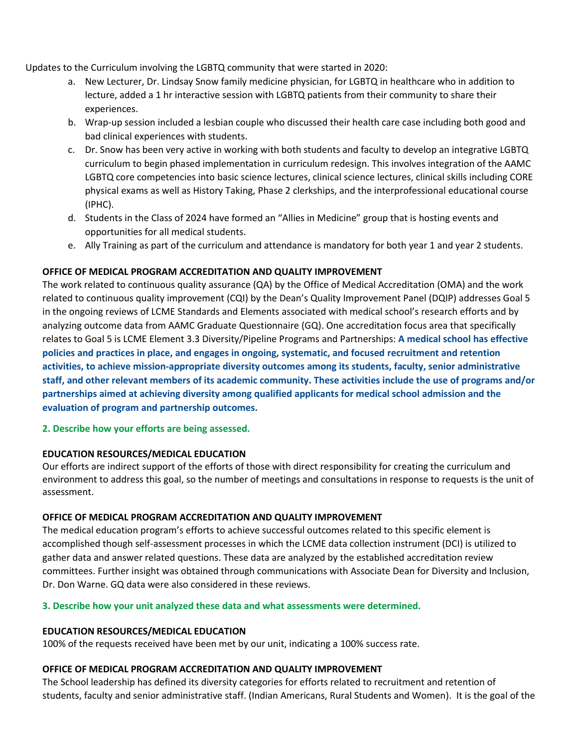Updates to the Curriculum involving the LGBTQ community that were started in 2020:

a. New Lecturer, Dr. Lindsay Snow family medicine physician, for LGBTQ in healthcare who in addition to lecture, added a 1 hr interactive session with LGBTQ patients from their community to share their experiences.
b. Wrap-up session included a lesbian couple who discussed their health care case including both good and bad clinical experiences with students.
c. Dr. Snow has been very active in working with both students and faculty to develop an integrative LGBTQ curriculum to begin phased implementation in curriculum redesign. This involves integration of the AAMC LGBTQ core competencies into basic science lectures, clinical science lectures, clinical skills including CORE physical exams as well as History Taking, Phase 2 clerkships, and the interprofessional educational course (IPHC).
d. Students in the Class of 2024 have formed an "Allies in Medicine" group that is hosting events and opportunities for all medical students.
e. Ally Training as part of the curriculum and attendance is mandatory for both year 1 and year 2 students.

**OFFICE OF MEDICAL PROGRAM ACCREDITATION AND QUALITY IMPROVEMENT**

The work related to continuous quality assurance (QA) by the Office of Medical Accreditation (OMA) and the work related to continuous quality improvement (CQI) by the Dean's Quality Improvement Panel (DQIP) addresses Goal 5 in the ongoing reviews of LCME Standards and Elements associated with medical school's research efforts and by analyzing outcome data from AAMC Graduate Questionnaire (GQ). One accreditation focus area that specifically relates to Goal 5 is LCME Element 3.3 Diversity/Pipeline Programs and Partnerships: **A medical school has effective policies and practices in place, and engages in ongoing, systematic, and focused recruitment and retention activities, to achieve mission-appropriate diversity outcomes among its students, faculty, senior administrative staff, and other relevant members of its academic community. These activities include the use of programs and/or partnerships aimed at achieving diversity among qualified applicants for medical school admission and the evaluation of program and partnership outcomes.**

**2. Describe how your efforts are being assessed.**

**EDUCATION RESOURCES/MEDICAL EDUCATION**

Our efforts are indirect support of the efforts of those with direct responsibility for creating the curriculum and environment to address this goal, so the number of meetings and consultations in response to requests is the unit of assessment.

**OFFICE OF MEDICAL PROGRAM ACCREDITATION AND QUALITY IMPROVEMENT**

The medical education program's efforts to achieve successful outcomes related to this specific element is accomplished though self-assessment processes in which the LCME data collection instrument (DCI) is utilized to gather data and answer related questions. These data are analyzed by the established accreditation review committees. Further insight was obtained through communications with Associate Dean for Diversity and Inclusion, Dr. Don Warne. GQ data were also considered in these reviews.

**3. Describe how your unit analyzed these data and what assessments were determined.**

**EDUCATION RESOURCES/MEDICAL EDUCATION**

100% of the requests received have been met by our unit, indicating a 100% success rate.

**OFFICE OF MEDICAL PROGRAM ACCREDITATION AND QUALITY IMPROVEMENT**

The School leadership has defined its diversity categories for efforts related to recruitment and retention of students, faculty and senior administrative staff. (Indian Americans, Rural Students and Women). It is the goal of the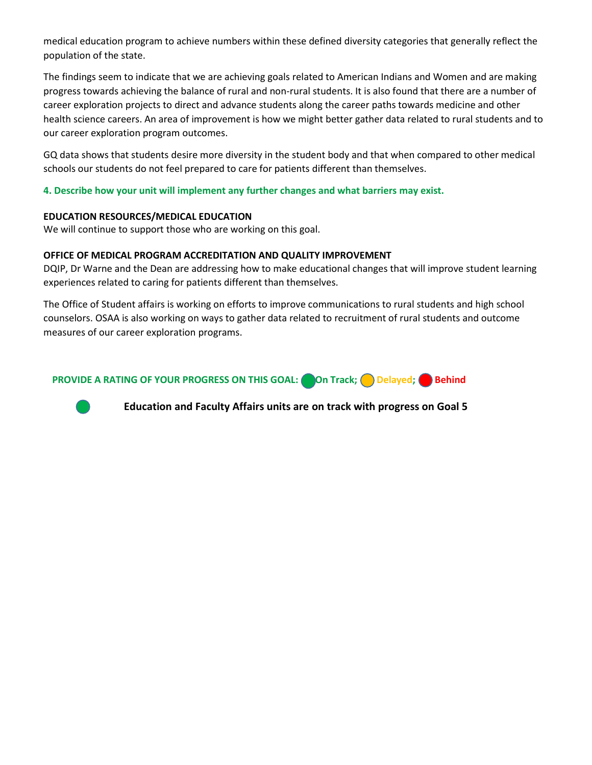medical education program to achieve numbers within these defined diversity categories that generally reflect the population of the state.

The findings seem to indicate that we are achieving goals related to American Indians and Women and are making progress towards achieving the balance of rural and non-rural students. It is also found that there are a number of career exploration projects to direct and advance students along the career paths towards medicine and other health science careers. An area of improvement is how we might better gather data related to rural students and to our career exploration program outcomes.

GQ data shows that students desire more diversity in the student body and that when compared to other medical schools our students do not feel prepared to care for patients different than themselves.

**4. Describe how your unit will implement any further changes and what barriers may exist.**

**EDUCATION RESOURCES/MEDICAL EDUCATION**
We will continue to support those who are working on this goal.

**OFFICE OF MEDICAL PROGRAM ACCREDITATION AND QUALITY IMPROVEMENT**
DQIP, Dr Warne and the Dean are addressing how to make educational changes that will improve student learning experiences related to caring for patients different than themselves.

The Office of Student affairs is working on efforts to improve communications to rural students and high school counselors. OSAA is also working on ways to gather data related to recruitment of rural students and outcome measures of our career exploration programs.

**PROVIDE A RATING OF YOUR PROGRESS ON THIS GOAL: On Track; Delayed; Behind**

**Education and Faculty Affairs units are on track with progress on Goal 5**